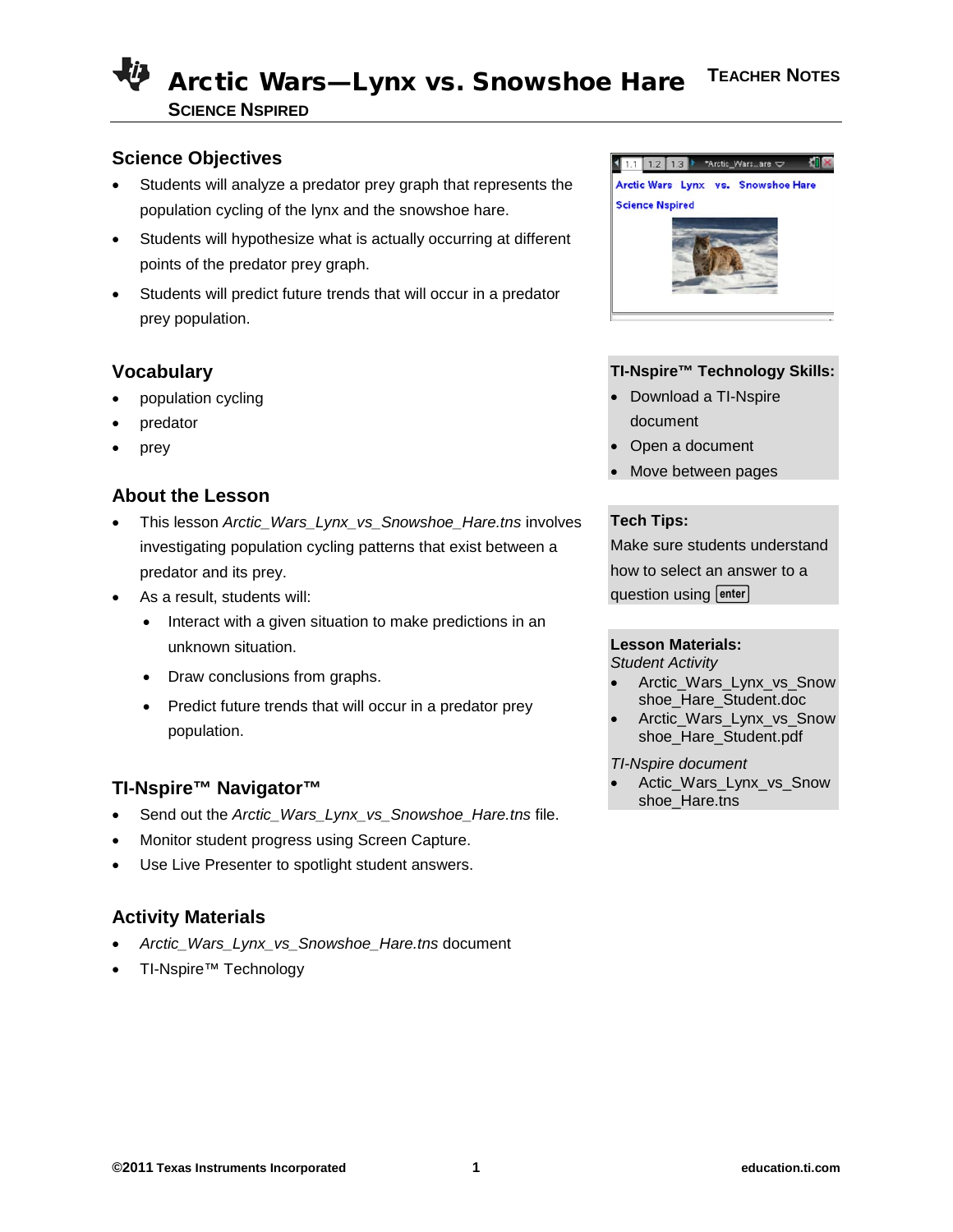# Arctic Wars—Lynx vs. Snowshoe Hare

**SCIENCE NSPIRED**

**TEACHER NOTES**

## Science Objectives

- Students will analyze a predator prey graph that represents the population cycling of the lynx and the snowshoe hare.
- Students will hypothesize what is actually occurring at different points of the predator prey graph.
- Students will predict future trends that will occur in a predator prey population.

## Vocabulary

- population cycling
- predator
- prey

## About the Lesson

- This lesson *Arctic_Wars_Lynx_vs_Snowshoe_Hare.tns* involves investigating population cycling patterns that exist between a predator and its prey.
- As a result, students will:
  - Interact with a given situation to make predictions in an unknown situation.
  - Draw conclusions from graphs.
  - Predict future trends that will occur in a predator prey population.

## TI-Nspire™ Navigator™

- Send out the *Arctic_Wars_Lynx_vs_Snowshoe_Hare.tns* file.
- Monitor student progress using Screen Capture.
- Use Live Presenter to spotlight student answers.

## Activity Materials

- *Arctic_Wars_Lynx_vs_Snowshoe_Hare.tns* document
- TI-Nspire™ Technology

**TI-Nspire™ Technology Skills:**

- Download a TI-Nspire document
- Open a document
- Move between pages

**Tech Tips:**

Make sure students understand how to select an answer to a question using enter

**Lesson Materials:**

*Student Activity*

- Arctic_Wars_Lynx_vs_Snowshoe_Hare_Student.doc
- Arctic_Wars_Lynx_vs_Snowshoe_Hare_Student.pdf

*TI-Nspire document*

- Actic_Wars_Lynx_vs_Snowshoe_Hare.tns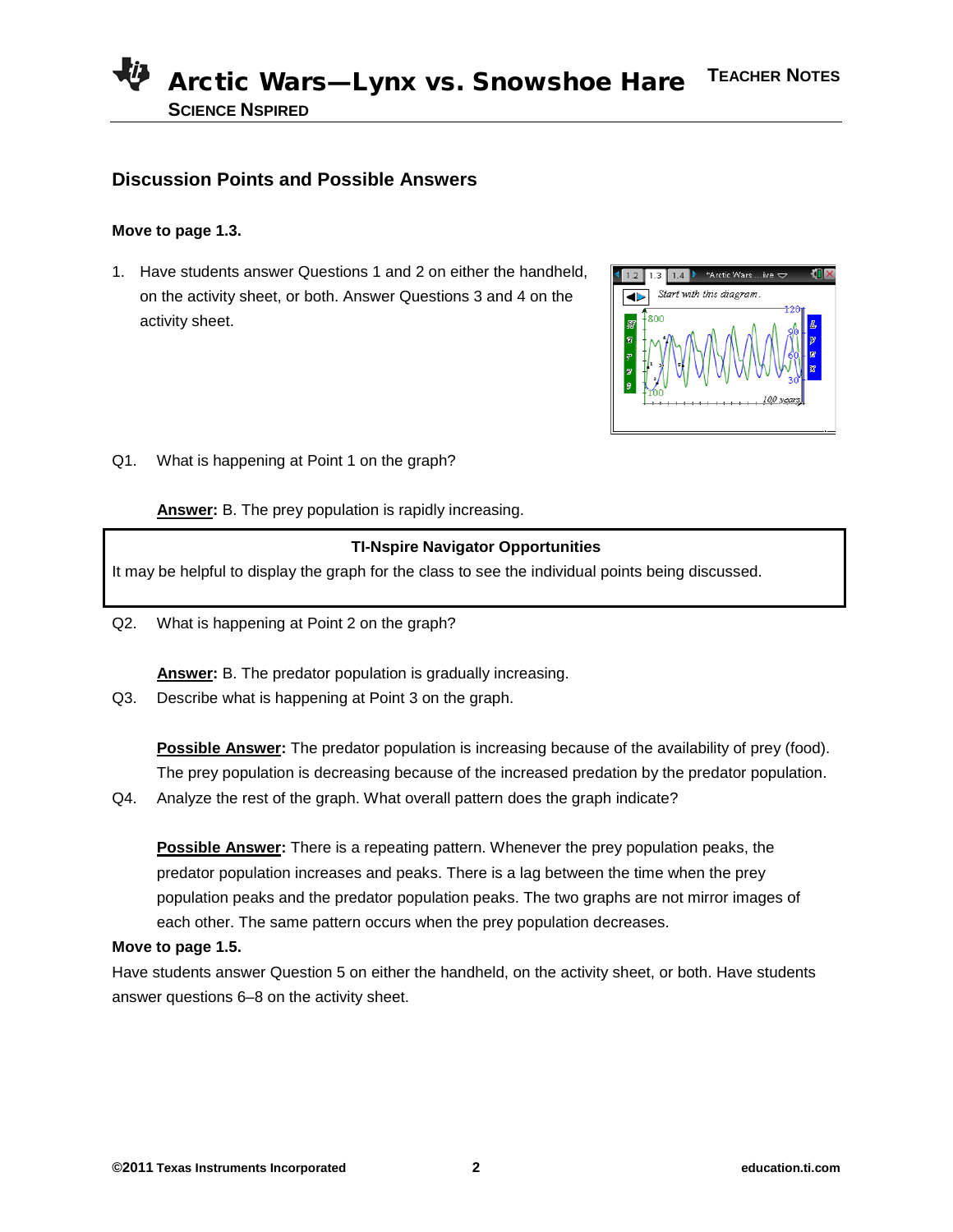## Discussion Points and Possible Answers

**Move to page 1.3.**

1. Have students answer Questions 1 and 2 on either the handheld, on the activity sheet, or both. Answer Questions 3 and 4 on the activity sheet.

Q1. What is happening at Point 1 on the graph?

**Answer:** B. The prey population is rapidly increasing.

> **TI-Nspire Navigator Opportunities**
>
> It may be helpful to display the graph for the class to see the individual points being discussed.

Q2. What is happening at Point 2 on the graph?

**Answer:** B. The predator population is gradually increasing.

Q3. Describe what is happening at Point 3 on the graph.

**Possible Answer:** The predator population is increasing because of the availability of prey (food). The prey population is decreasing because of the increased predation by the predator population.

Q4. Analyze the rest of the graph. What overall pattern does the graph indicate?

**Possible Answer:** There is a repeating pattern. Whenever the prey population peaks, the predator population increases and peaks. There is a lag between the time when the prey population peaks and the predator population peaks. The two graphs are not mirror images of each other. The same pattern occurs when the prey population decreases.

**Move to page 1.5.**

Have students answer Question 5 on either the handheld, on the activity sheet, or both. Have students answer questions 6–8 on the activity sheet.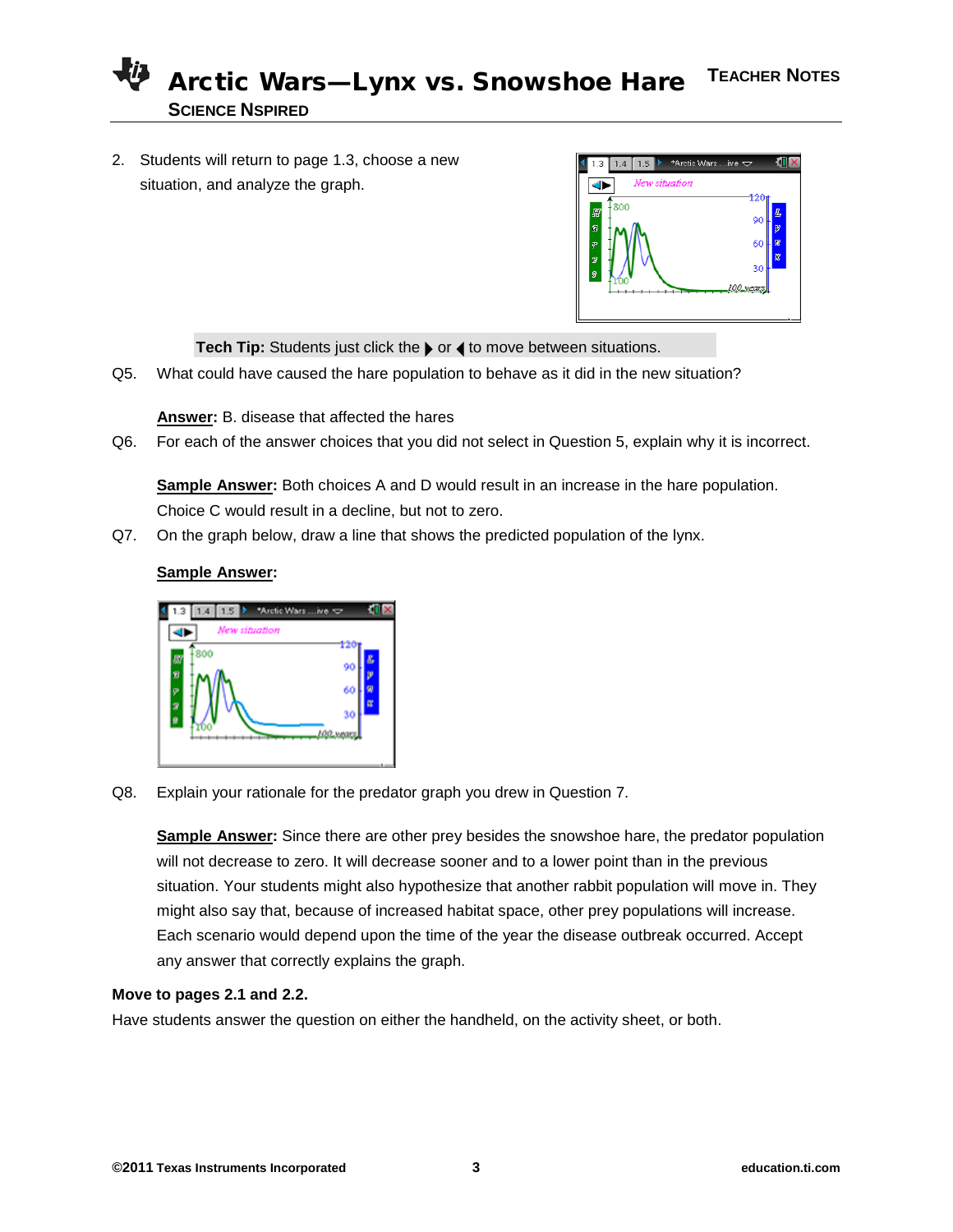2. Students will return to page 1.3, choose a new situation, and analyze the graph.

**Tech Tip:** Students just click the ▶ or ◀ to move between situations.

Q5. What could have caused the hare population to behave as it did in the new situation?

**Answer:** B. disease that affected the hares

Q6. For each of the answer choices that you did not select in Question 5, explain why it is incorrect.

**Sample Answer:** Both choices A and D would result in an increase in the hare population. Choice C would result in a decline, but not to zero.

Q7. On the graph below, draw a line that shows the predicted population of the lynx.

**Sample Answer:**

Q8. Explain your rationale for the predator graph you drew in Question 7.

**Sample Answer:** Since there are other prey besides the snowshoe hare, the predator population will not decrease to zero. It will decrease sooner and to a lower point than in the previous situation. Your students might also hypothesize that another rabbit population will move in. They might also say that, because of increased habitat space, other prey populations will increase. Each scenario would depend upon the time of the year the disease outbreak occurred. Accept any answer that correctly explains the graph.

**Move to pages 2.1 and 2.2.**

Have students answer the question on either the handheld, on the activity sheet, or both.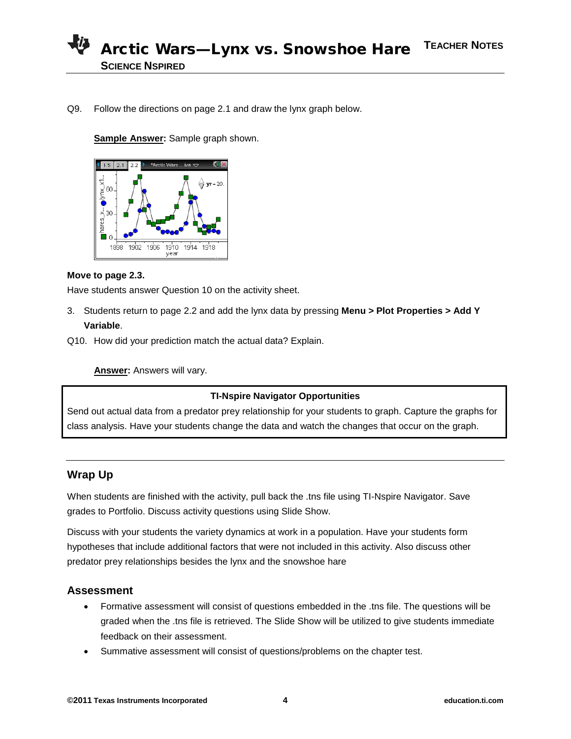Q9. Follow the directions on page 2.1 and draw the lynx graph below.

**Sample Answer:** Sample graph shown.

1.5 2.1 2.2 *Arctic Wars ... ive

hares_x... lynx_x1...

60
30
0

yr = 20.

1898 1902 1906 1910 1914 1918
year

**Move to page 2.3.**

Have students answer Question 10 on the activity sheet.

3. Students return to page 2.2 and add the lynx data by pressing **Menu > Plot Properties > Add Y Variable**.

Q10. How did your prediction match the actual data? Explain.

**Answer:** Answers will vary.

**TI-Nspire Navigator Opportunities**

Send out actual data from a predator prey relationship for your students to graph. Capture the graphs for class analysis. Have your students change the data and watch the changes that occur on the graph.

## Wrap Up

When students are finished with the activity, pull back the .tns file using TI-Nspire Navigator. Save grades to Portfolio. Discuss activity questions using Slide Show.

Discuss with your students the variety dynamics at work in a population. Have your students form hypotheses that include additional factors that were not included in this activity. Also discuss other predator prey relationships besides the lynx and the snowshoe hare

## Assessment

- Formative assessment will consist of questions embedded in the .tns file. The questions will be graded when the .tns file is retrieved. The Slide Show will be utilized to give students immediate feedback on their assessment.
- Summative assessment will consist of questions/problems on the chapter test.